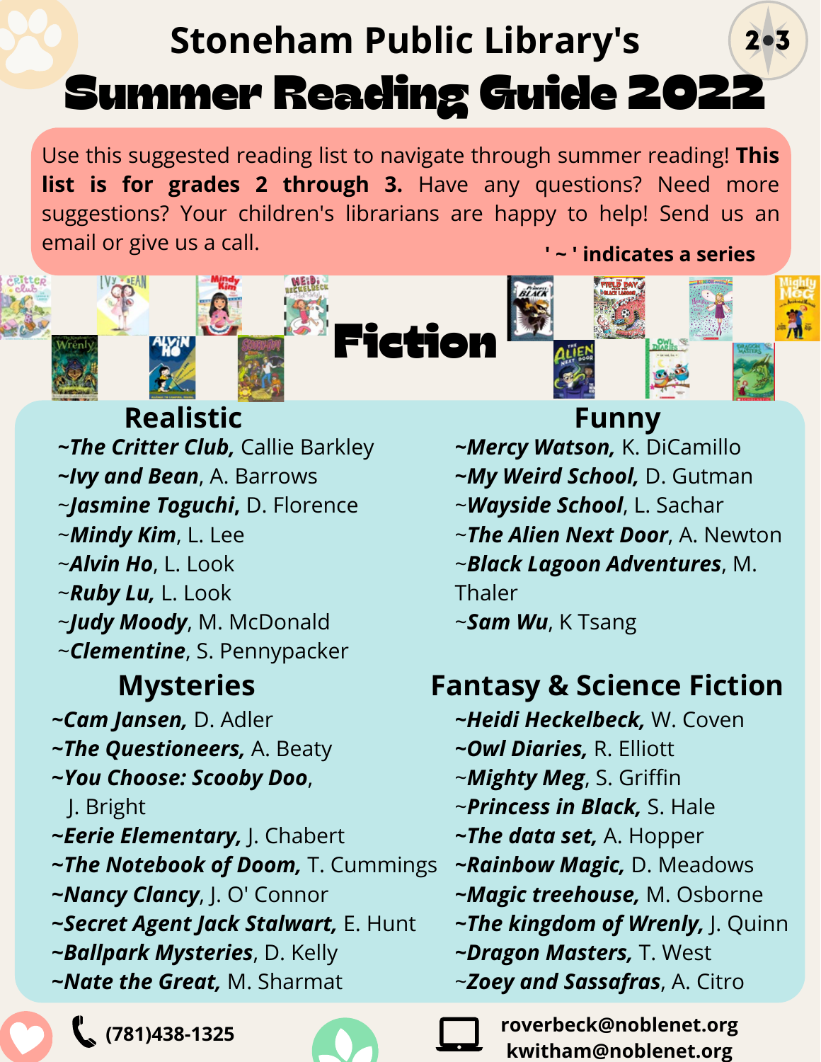# Stoneham Public Library's

# Summer Reading Guide 2022

Use this suggested reading list to navigate through summer reading! **This list is for grades 2 through 3.** Have any questions? Need more suggestions? Your children's librarians are happy to help! Send us an email or give us a call.

**' ~ ' indicates a series**

## Fiction

### Realistic

- ~***The Critter Club,*** Callie Barkley
- ~***Ivy and Bean***, A. Barrows
- ~***Jasmine Toguchi***, D. Florence
- ~***Mindy Kim***, L. Lee
- ~***Alvin Ho***, L. Look
- ~***Ruby Lu,*** L. Look
- ~***Judy Moody***, M. McDonald
- ~***Clementine***, S. Pennypacker

### Mysteries

- ~***Cam Jansen,*** D. Adler
- ~***The Questioneers,*** A. Beaty
- ~***You Choose: Scooby Doo***, J. Bright
- ~***Eerie Elementary,*** J. Chabert
- ~***The Notebook of Doom,*** T. Cummings
- ~***Nancy Clancy***, J. O' Connor
- ~***Secret Agent Jack Stalwart,*** E. Hunt
- ~***Ballpark Mysteries***, D. Kelly
- ~***Nate the Great,*** M. Sharmat

### Funny

- ~***Mercy Watson,*** K. DiCamillo
- ~***My Weird School,*** D. Gutman
- ~***Wayside School***, L. Sachar
- ~***The Alien Next Door***, A. Newton
- ~***Black Lagoon Adventures***, M. Thaler
- ~***Sam Wu***, K Tsang

### Fantasy & Science Fiction

- ~***Heidi Heckelbeck,*** W. Coven
- ~***Owl Diaries,*** R. Elliott
- ~***Mighty Meg***, S. Griffin
- ~***Princess in Black,*** S. Hale
- ~***The data set,*** A. Hopper
- ~***Rainbow Magic,*** D. Meadows
- ~***Magic treehouse,*** M. Osborne
- ~***The kingdom of Wrenly,*** J. Quinn
- ~***Dragon Masters,*** T. West
- ~***Zoey and Sassafras***, A. Citro

**(781)438-1325**

**roverbeck@noblenet.org**
**kwitham@noblenet.org**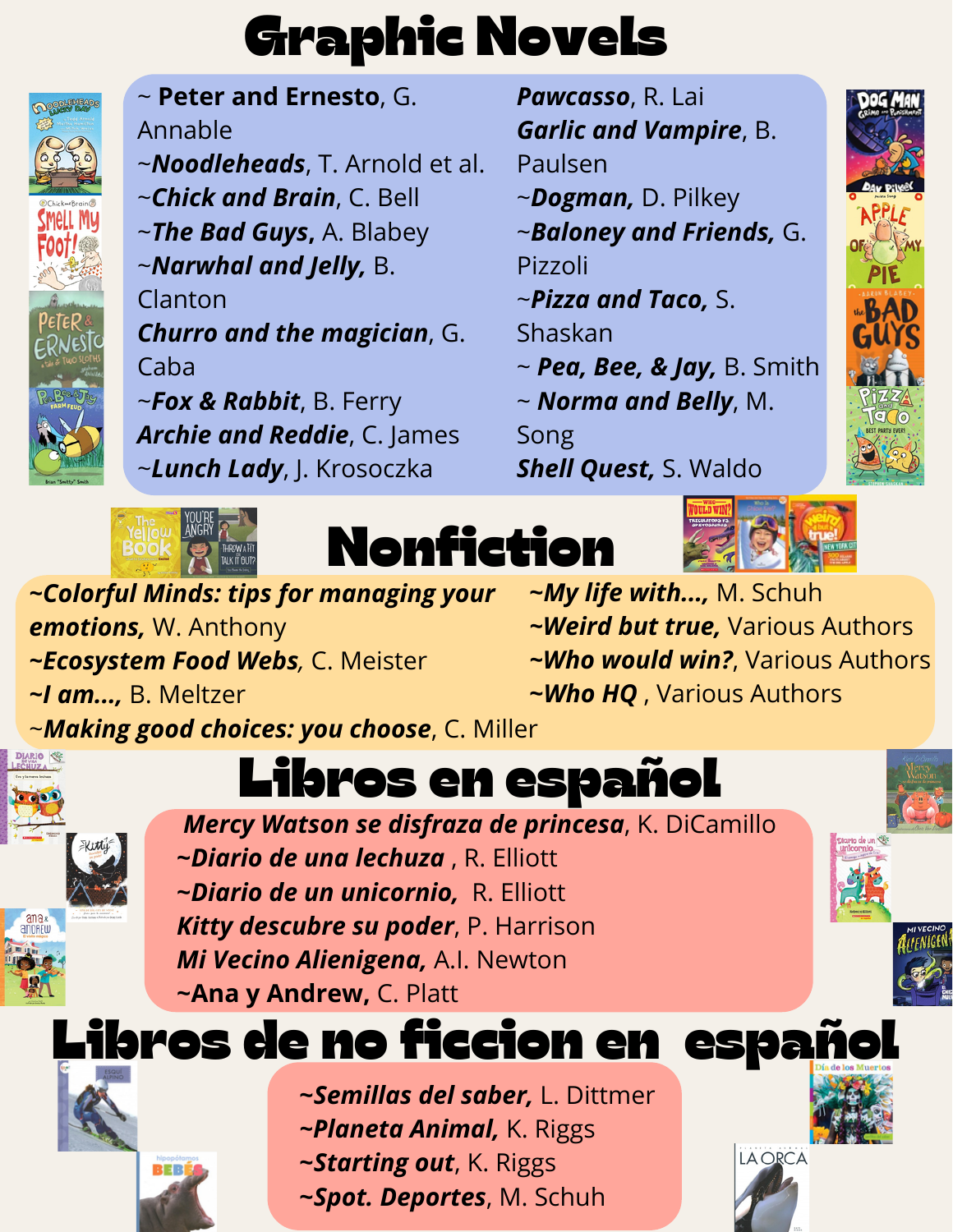# Graphic Novels

~ **Peter and Ernesto**, G. Annable
~***Noodleheads***, T. Arnold et al.
~***Chick and Brain***, C. Bell
~***The Bad Guys***, A. Blabey
~***Narwhal and Jelly***, B. Clanton
***Churro and the magician***, G. Caba
~***Fox & Rabbit***, B. Ferry
***Archie and Reddie***, C. James
~***Lunch Lady***, J. Krosoczka
***Pawcasso***, R. Lai
***Garlic and Vampire***, B. Paulsen
~***Dogman,*** D. Pilkey
~***Baloney and Friends,*** G. Pizzoli
~***Pizza and Taco,*** S. Shaskan
~ ***Pea, Bee, & Jay***, B. Smith
~ ***Norma and Belly***, M. Song
***Shell Quest,*** S. Waldo

# Nonfiction

~***Colorful Minds: tips for managing your emotions***, W. Anthony
~***Ecosystem Food Webs***, C. Meister
~***I am...***, B. Meltzer
~***Making good choices: you choose***, C. Miller
~***My life with...***, M. Schuh
~***Weird but true***, Various Authors
~***Who would win?***, Various Authors
~***Who HQ*** , Various Authors

# Libros en español

***Mercy Watson se disfraza de princesa***, K. DiCamillo
~***Diario de una lechuza*** , R. Elliott
~***Diario de un unicornio***, R. Elliott
***Kitty descubre su poder***, P. Harrison
***Mi Vecino Alienigena***, A.I. Newton
~**Ana y Andrew**, C. Platt

# Libros de no ficcion en español

~***Semillas del saber***, L. Dittmer
~***Planeta Animal***, K. Riggs
~***Starting out***, K. Riggs
~***Spot. Deportes***, M. Schuh